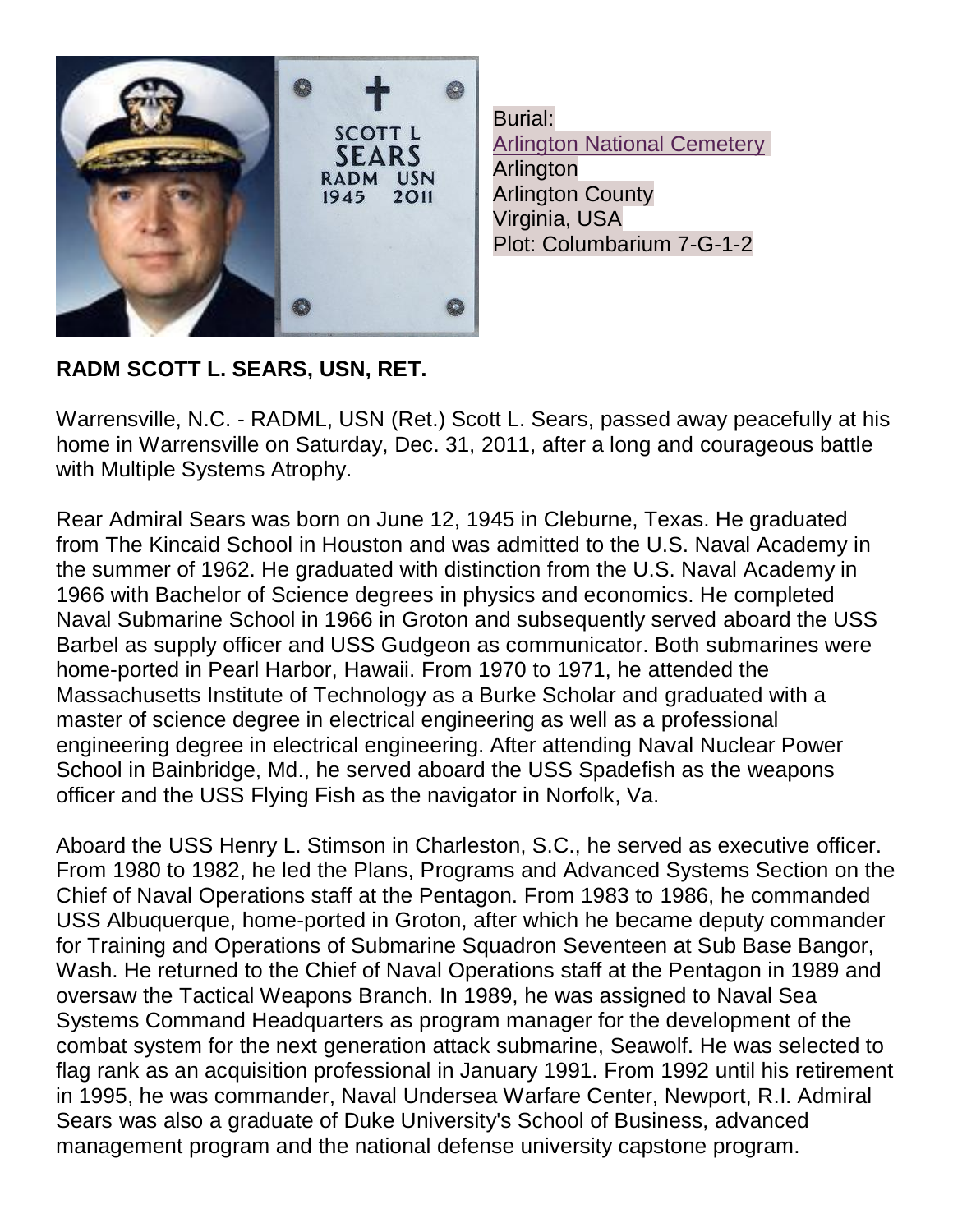Burial:
Arlington National Cemetery
Arlington
Arlington County
Virginia, USA
Plot: Columbarium 7-G-1-2

**RADM SCOTT L. SEARS, USN, RET.**

Warrensville, N.C. - RADML, USN (Ret.) Scott L. Sears, passed away peacefully at his home in Warrensville on Saturday, Dec. 31, 2011, after a long and courageous battle with Multiple Systems Atrophy.

Rear Admiral Sears was born on June 12, 1945 in Cleburne, Texas. He graduated from The Kincaid School in Houston and was admitted to the U.S. Naval Academy in the summer of 1962. He graduated with distinction from the U.S. Naval Academy in 1966 with Bachelor of Science degrees in physics and economics. He completed Naval Submarine School in 1966 in Groton and subsequently served aboard the USS Barbel as supply officer and USS Gudgeon as communicator. Both submarines were home-ported in Pearl Harbor, Hawaii. From 1970 to 1971, he attended the Massachusetts Institute of Technology as a Burke Scholar and graduated with a master of science degree in electrical engineering as well as a professional engineering degree in electrical engineering. After attending Naval Nuclear Power School in Bainbridge, Md., he served aboard the USS Spadefish as the weapons officer and the USS Flying Fish as the navigator in Norfolk, Va.

Aboard the USS Henry L. Stimson in Charleston, S.C., he served as executive officer. From 1980 to 1982, he led the Plans, Programs and Advanced Systems Section on the Chief of Naval Operations staff at the Pentagon. From 1983 to 1986, he commanded USS Albuquerque, home-ported in Groton, after which he became deputy commander for Training and Operations of Submarine Squadron Seventeen at Sub Base Bangor, Wash. He returned to the Chief of Naval Operations staff at the Pentagon in 1989 and oversaw the Tactical Weapons Branch. In 1989, he was assigned to Naval Sea Systems Command Headquarters as program manager for the development of the combat system for the next generation attack submarine, Seawolf. He was selected to flag rank as an acquisition professional in January 1991. From 1992 until his retirement in 1995, he was commander, Naval Undersea Warfare Center, Newport, R.I. Admiral Sears was also a graduate of Duke University's School of Business, advanced management program and the national defense university capstone program.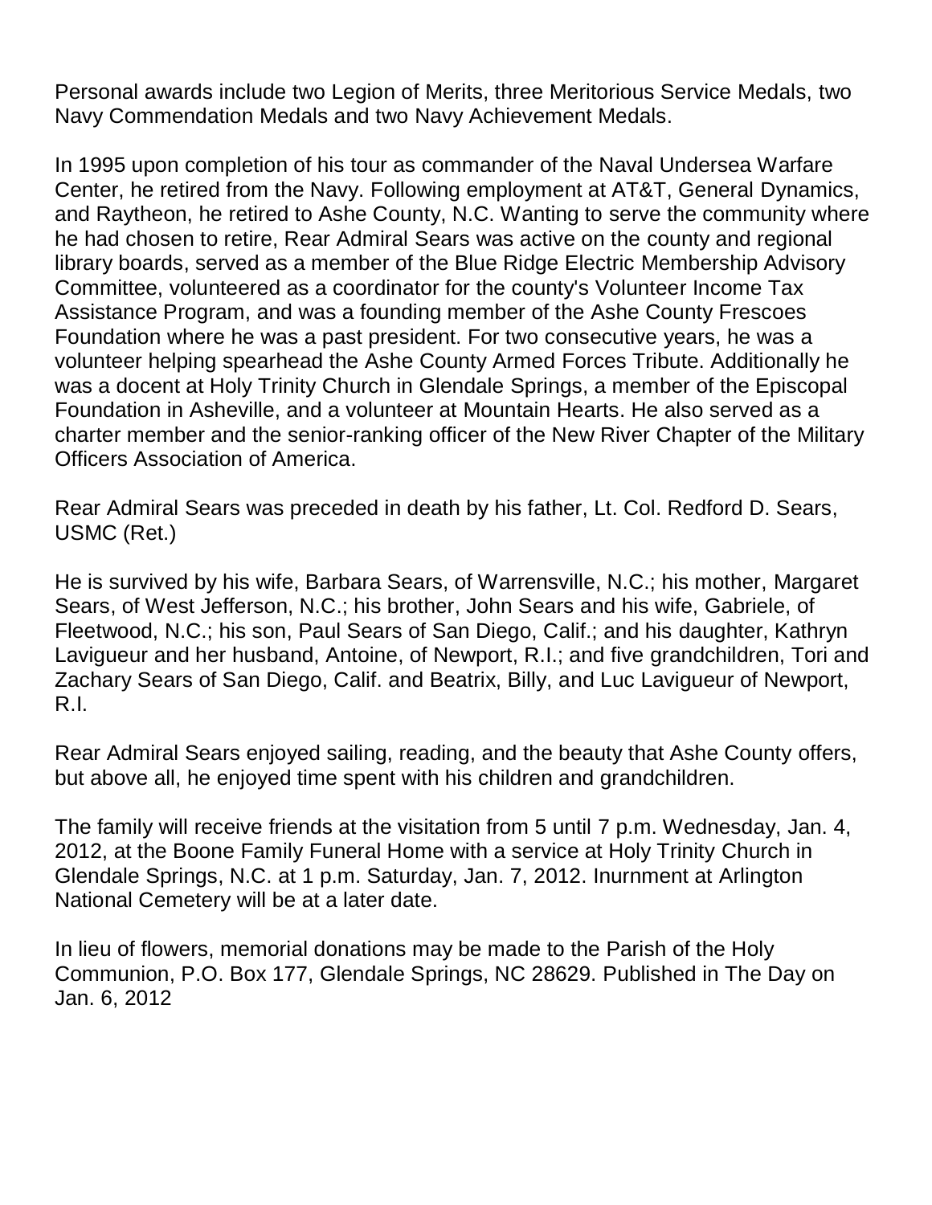Personal awards include two Legion of Merits, three Meritorious Service Medals, two Navy Commendation Medals and two Navy Achievement Medals.

In 1995 upon completion of his tour as commander of the Naval Undersea Warfare Center, he retired from the Navy. Following employment at AT&T, General Dynamics, and Raytheon, he retired to Ashe County, N.C. Wanting to serve the community where he had chosen to retire, Rear Admiral Sears was active on the county and regional library boards, served as a member of the Blue Ridge Electric Membership Advisory Committee, volunteered as a coordinator for the county's Volunteer Income Tax Assistance Program, and was a founding member of the Ashe County Frescoes Foundation where he was a past president. For two consecutive years, he was a volunteer helping spearhead the Ashe County Armed Forces Tribute. Additionally he was a docent at Holy Trinity Church in Glendale Springs, a member of the Episcopal Foundation in Asheville, and a volunteer at Mountain Hearts. He also served as a charter member and the senior-ranking officer of the New River Chapter of the Military Officers Association of America.

Rear Admiral Sears was preceded in death by his father, Lt. Col. Redford D. Sears, USMC (Ret.)

He is survived by his wife, Barbara Sears, of Warrensville, N.C.; his mother, Margaret Sears, of West Jefferson, N.C.; his brother, John Sears and his wife, Gabriele, of Fleetwood, N.C.; his son, Paul Sears of San Diego, Calif.; and his daughter, Kathryn Lavigueur and her husband, Antoine, of Newport, R.I.; and five grandchildren, Tori and Zachary Sears of San Diego, Calif. and Beatrix, Billy, and Luc Lavigueur of Newport, R.I.

Rear Admiral Sears enjoyed sailing, reading, and the beauty that Ashe County offers, but above all, he enjoyed time spent with his children and grandchildren.

The family will receive friends at the visitation from 5 until 7 p.m. Wednesday, Jan. 4, 2012, at the Boone Family Funeral Home with a service at Holy Trinity Church in Glendale Springs, N.C. at 1 p.m. Saturday, Jan. 7, 2012. Inurnment at Arlington National Cemetery will be at a later date.

In lieu of flowers, memorial donations may be made to the Parish of the Holy Communion, P.O. Box 177, Glendale Springs, NC 28629. Published in The Day on Jan. 6, 2012